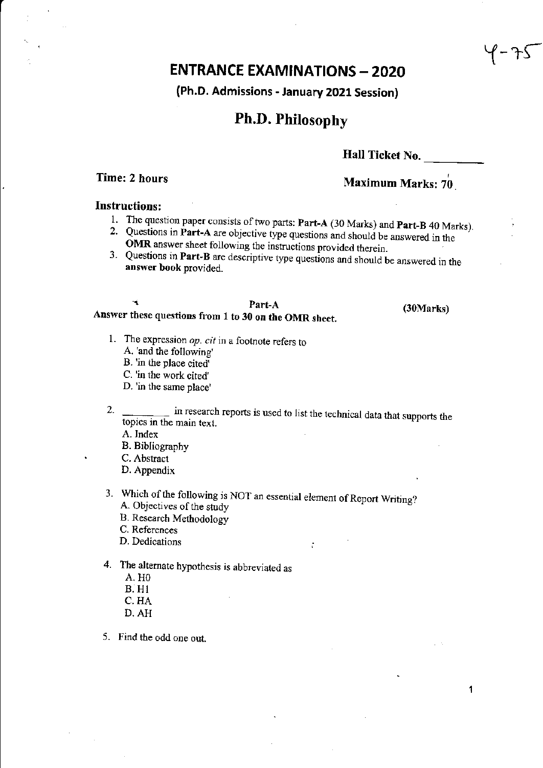# ENTRANCE EXAMINATIONS – 2020

## (Ph.D. Admissions - January 2021 Session)

## Ph.D. Philosophy

**Hall Ticket No.** ________

**Time: 2 hours** **Maximum Marks: 70**

**Instructions:**

1. The question paper consists of two parts: **Part-A** (30 Marks) and **Part-B** 40 Marks).
2. Questions in **Part-A** are objective type questions and should be answered in the **OMR** answer sheet following the instructions provided therein.
3. Questions in **Part-B** are descriptive type questions and should be answered in the **answer book** provided.

**Part-A**

**Answer these questions from 1 to 30 on the OMR sheet.** **(30Marks)**

1. The expression *op. cit* in a footnote refers to
   A. 'and the following'
   B. 'in the place cited'
   C. 'in the work cited'
   D. 'in the same place'

2. ________ in research reports is used to list the technical data that supports the topics in the main text.
   A. Index
   B. Bibliography
   C. Abstract
   D. Appendix

3. Which of the following is NOT an essential element of Report Writing?
   A. Objectives of the study
   B. Research Methodology
   C. References
   D. Dedications

4. The alternate hypothesis is abbreviated as
   A. H0
   B. H1
   C. HA
   D. AH

5. Find the odd one out.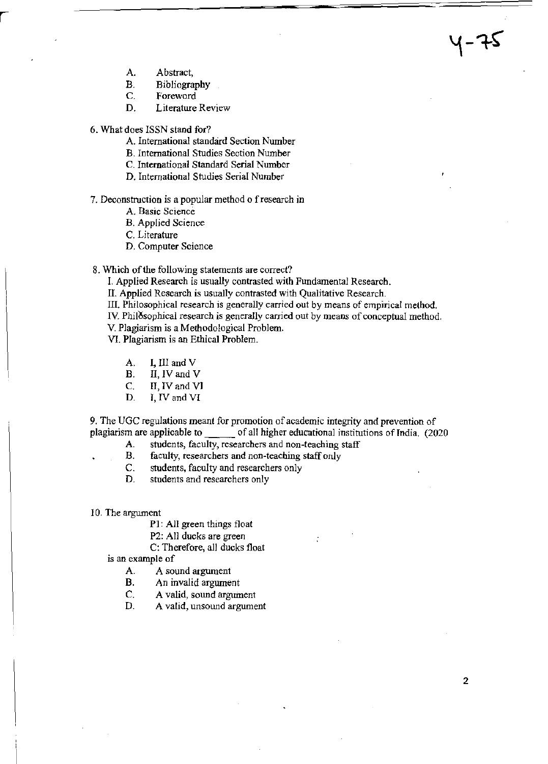A. Abstract,
B. Bibliography
C. Foreword
D. Literature Review

6. What does ISSN stand for?

A. International standard Section Number
B. International Studies Section Number
C. International Standard Serial Number
D. International Studies Serial Number

7. Deconstruction is a popular method o f research in

A. Basic Science
B. Applied Science
C. Literature
D. Computer Science

8. Which of the following statements are correct?

I. Applied Research is usually contrasted with Fundamental Research.
II. Applied Research is usually contrasted with Qualitative Research.
III. Philosophical research is generally carried out by means of empirical method.
IV. Philosophical research is generally carried out by means of conceptual method.
V. Plagiarism is a Methodological Problem.
VI. Plagiarism is an Ethical Problem.

A. I, III and V
B. II, IV and V
C. II, IV and VI
D. I, IV and VI

9. The UGC regulations meant for promotion of academic integrity and prevention of plagiarism are applicable to ______ of all higher educational institutions of India. (2020

A. students, faculty, researchers and non-teaching staff
B. faculty, researchers and non-teaching staff only
C. students, faculty and researchers only
D. students and researchers only

10. The argument

P1: All green things float
P2: All ducks are green
C: Therefore, all ducks float

is an example of

A. A sound argument
B. An invalid argument
C. A valid, sound argument
D. A valid, unsound argument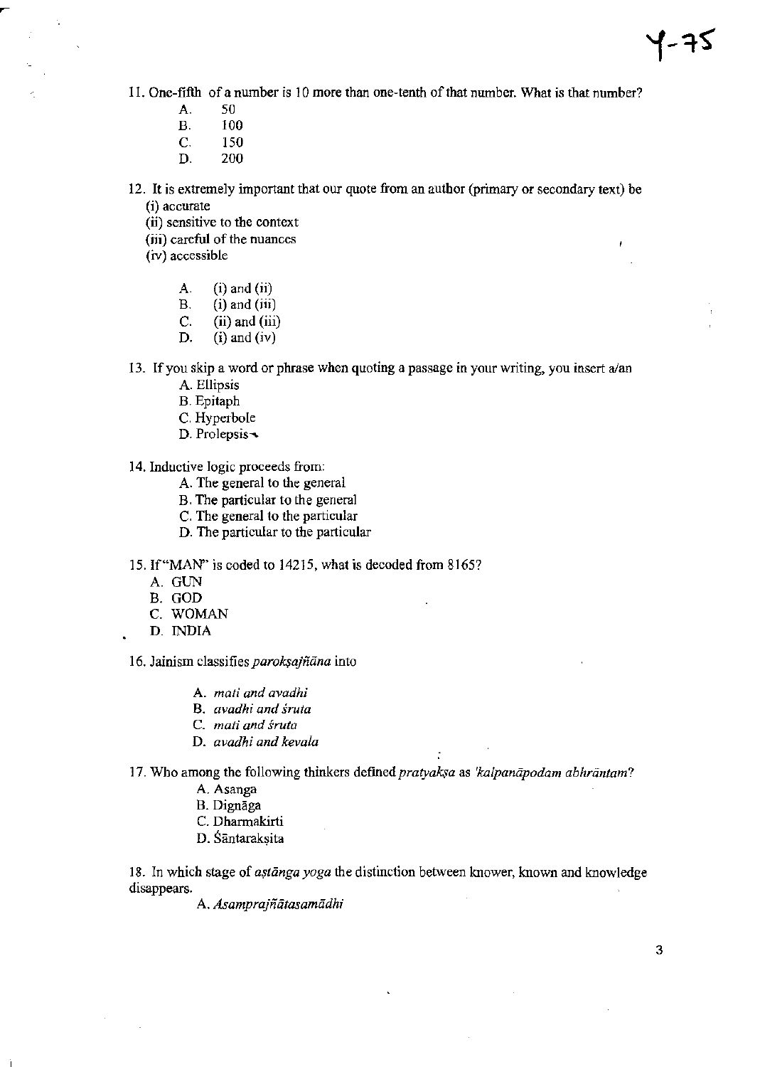11. One-fifth of a number is 10 more than one-tenth of that number. What is that number?

    A. 50
    B. 100
    C. 150
    D. 200

12. It is extremely important that our quote from an author (primary or secondary text) be

    (i) accurate
    (ii) sensitive to the context
    (iii) careful of the nuances
    (iv) accessible

    A. (i) and (ii)
    B. (i) and (iii)
    C. (ii) and (iii)
    D. (i) and (iv)

13. If you skip a word or phrase when quoting a passage in your writing, you insert a/an

    A. Ellipsis
    B. Epitaph
    C. Hyperbole
    D. Prolepsis

14. Inductive logic proceeds from:

    A. The general to the general
    B. The particular to the general
    C. The general to the particular
    D. The particular to the particular

15. If "MAN" is coded to 14215, what is decoded from 8165?

    A. GUN
    B. GOD
    C. WOMAN
    D. INDIA

16. Jainism classifies *parokṣajñāna* into

    A. *mati and avadhi*
    B. *avadhi and śruta*
    C. *mati and śruta*
    D. *avadhi and kevala*

17. Who among the following thinkers defined *pratyakṣa* as *'kalpanāpodam abhrāntam*?

    A. Asanga
    B. Dignāga
    C. Dharmakirti
    D. Śāntarakṣita

18. In which stage of *aṣṭānga yoga* the distinction between knower, known and knowledge disappears.

    A. *Asamprajñātasamādhi*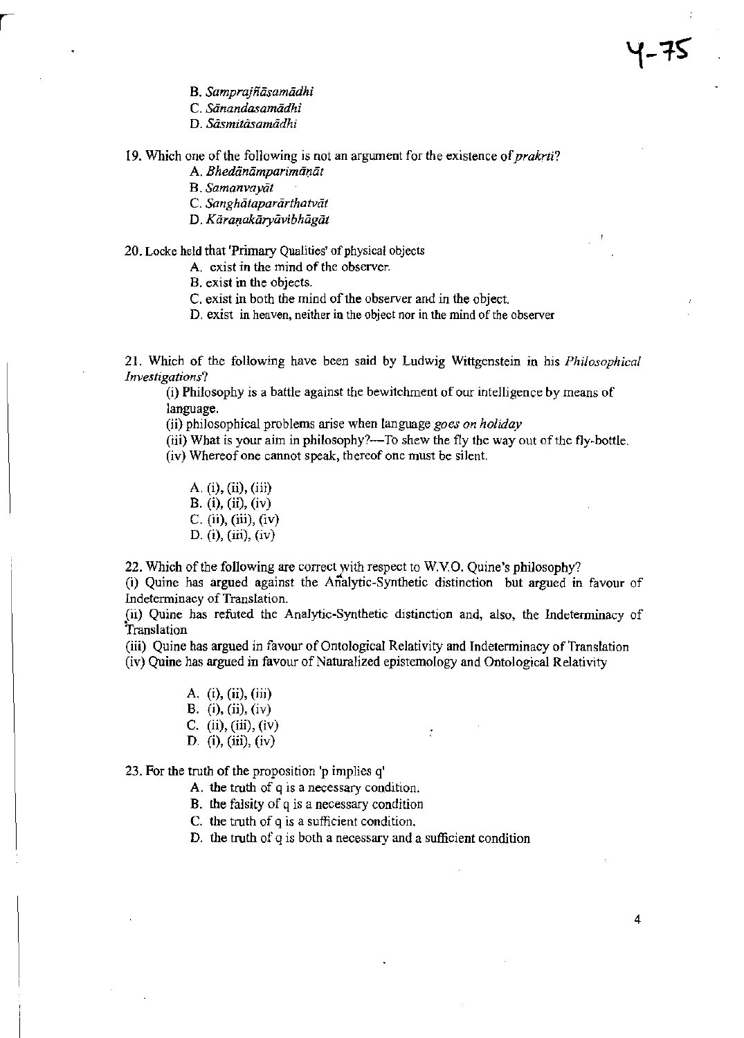B. *Samprajñāsamādhi*

C. *Sānandasamādhi*

D. *Sāsmitāsamādhi*

19. Which one of the following is not an argument for the existence of *prakṛti*?

A. *Bhedānāmparimāṇāt*

B. *Samanvayāt*

C. *Sanghātaparārthatvāt*

D. *Kāraṇakāryāvibhāgāt*

20. Locke held that 'Primary Qualities' of physical objects

A. exist in the mind of the observer.

B. exist in the objects.

C. exist in both the mind of the observer and in the object.

D. exist in heaven, neither in the object nor in the mind of the observer

21. Which of the following have been said by Ludwig Wittgenstein in his *Philosophical Investigations*?

(i) Philosophy is a battle against the bewitchment of our intelligence by means of language.

(ii) philosophical problems arise when language *goes on holiday*

(iii) What is your aim in philosophy?—To shew the fly the way out of the fly-bottle.

(iv) Whereof one cannot speak, thereof one must be silent.

A. (i), (ii), (iii)

B. (i), (ii), (iv)

C. (ii), (iii), (iv)

D. (i), (iii), (iv)

22. Which of the following are correct with respect to W.V.O. Quine's philosophy?

(i) Quine has argued against the Analytic-Synthetic distinction but argued in favour of Indeterminacy of Translation.

(ii) Quine has refuted the Analytic-Synthetic distinction and, also, the Indeterminacy of Translation

(iii) Quine has argued in favour of Ontological Relativity and Indeterminacy of Translation

(iv) Quine has argued in favour of Naturalized epistemology and Ontological Relativity

A. (i), (ii), (iii)

B. (i), (ii), (iv)

C. (ii), (iii), (iv)

D. (i), (iii), (iv)

23. For the truth of the proposition 'p implies q'

A. the truth of q is a necessary condition.

B. the falsity of q is a necessary condition

C. the truth of q is a sufficient condition.

D. the truth of q is both a necessary and a sufficient condition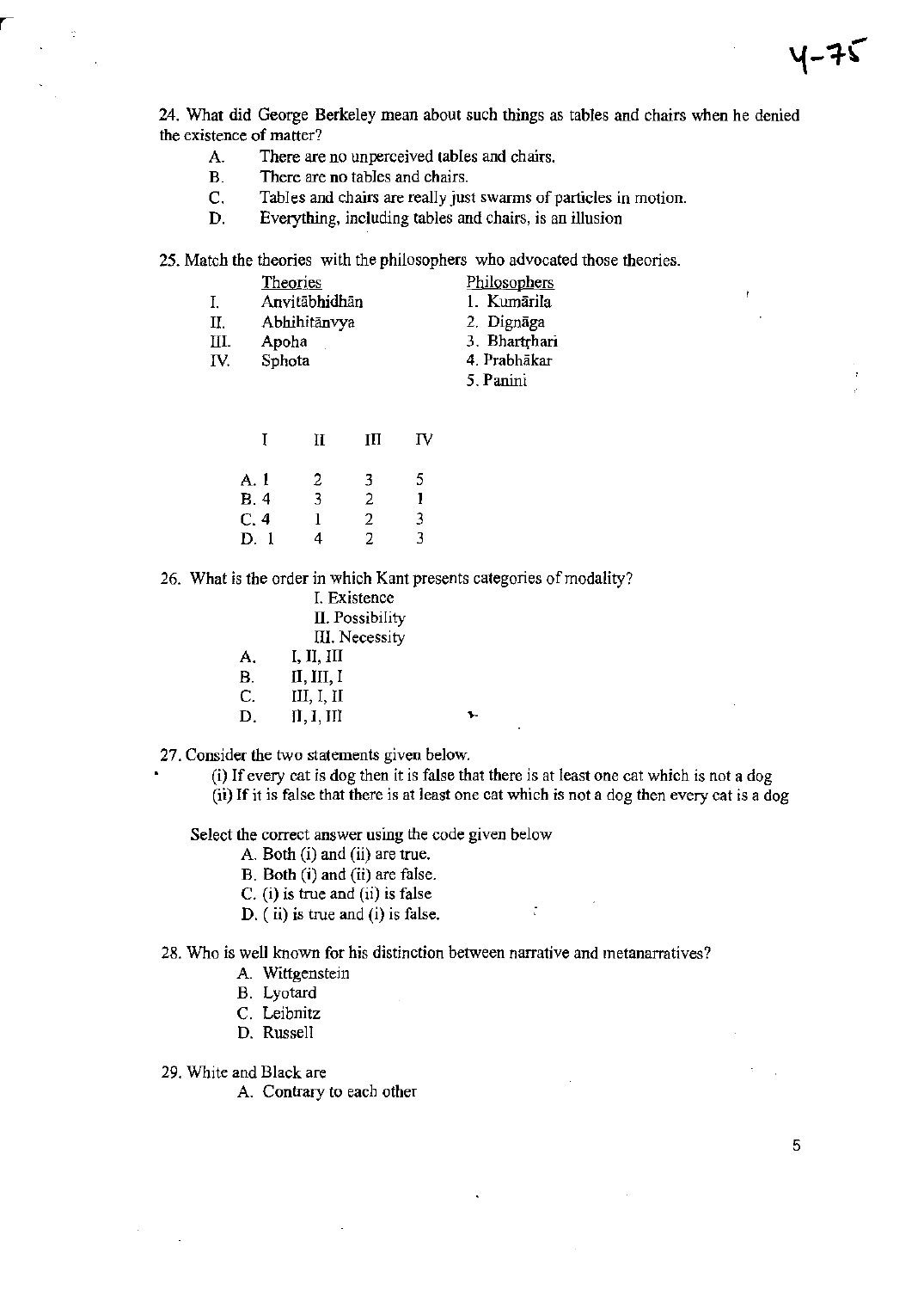24. What did George Berkeley mean about such things as tables and chairs when he denied the existence of matter?

A. There are no unperceived tables and chairs.
B. There are no tables and chairs.
C. Tables and chairs are really just swarms of particles in motion.
D. Everything, including tables and chairs, is an illusion

25. Match the theories with the philosophers who advocated those theories.

| | Theories | Philosophers |
|---|---|---|
| I. | Anvitābhidhān | 1. Kumārila |
| II. | Abhihitānvya | 2. Dignāga |
| III. | Apoha | 3. Bhartṛhari |
| IV. | Sphota | 4. Prabhākar |
| | | 5. Panini |

| | I | II | III | IV |
|---|---|---|---|---|
| A. | 1 | 2 | 3 | 5 |
| B. | 4 | 3 | 2 | 1 |
| C. | 4 | 1 | 2 | 3 |
| D. | 1 | 4 | 2 | 3 |

26. What is the order in which Kant presents categories of modality?

I. Existence
II. Possibility
III. Necessity

A. I, II, III
B. II, III, I
C. III, I, II
D. II, I, III

27. Consider the two statements given below.

(i) If every cat is dog then it is false that there is at least one cat which is not a dog
(ii) If it is false that there is at least one cat which is not a dog then every cat is a dog

Select the correct answer using the code given below

A. Both (i) and (ii) are true.
B. Both (i) and (ii) are false.
C. (i) is true and (ii) is false
D. (ii) is true and (i) is false.

28. Who is well known for his distinction between narrative and metanarratives?

A. Wittgenstein
B. Lyotard
C. Leibnitz
D. Russell

29. White and Black are

A. Contrary to each other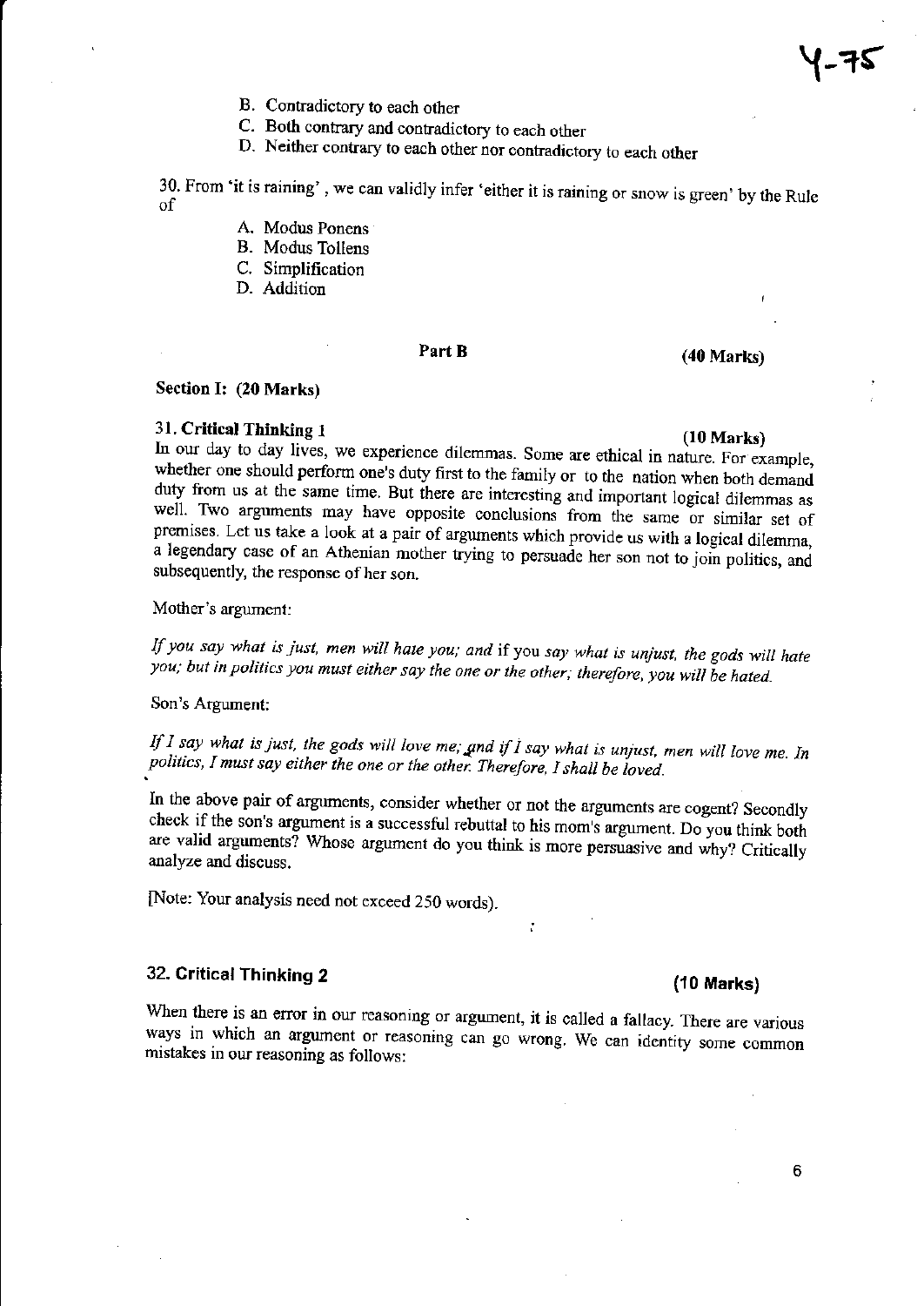B. Contradictory to each other

C. Both contrary and contradictory to each other

D. Neither contrary to each other nor contradictory to each other

30. From 'it is raining', we can validly infer 'either it is raining or snow is green' by the Rule of

A. Modus Ponens

B. Modus Tollens

C. Simplification

D. Addition

## Part B (40 Marks)

### Section I: (20 Marks)

### 31. Critical Thinking 1 (10 Marks)

In our day to day lives, we experience dilemmas. Some are ethical in nature. For example, whether one should perform one's duty first to the family or to the nation when both demand duty from us at the same time. But there are interesting and important logical dilemmas as well. Two arguments may have opposite conclusions from the same or similar set of premises. Let us take a look at a pair of arguments which provide us with a logical dilemma, a legendary case of an Athenian mother trying to persuade her son not to join politics, and subsequently, the response of her son.

Mother's argument:

*If you say what is just, men will hate you; and* if you *say what is unjust, the gods will hate you; but in politics you must either say the one or the other; therefore, you will be hated.*

Son's Argument:

*If I say what is just, the gods will love me; and if I say what is unjust, men will love me. In politics, I must say either the one or the other. Therefore, I shall be loved.*

In the above pair of arguments, consider whether or not the arguments are cogent? Secondly check if the son's argument is a successful rebuttal to his mom's argument. Do you think both are valid arguments? Whose argument do you think is more persuasive and why? Critically analyze and discuss.

[Note: Your analysis need not exceed 250 words).

### 32. Critical Thinking 2 (10 Marks)

When there is an error in our reasoning or argument, it is called a fallacy. There are various ways in which an argument or reasoning can go wrong. We can identity some common mistakes in our reasoning as follows: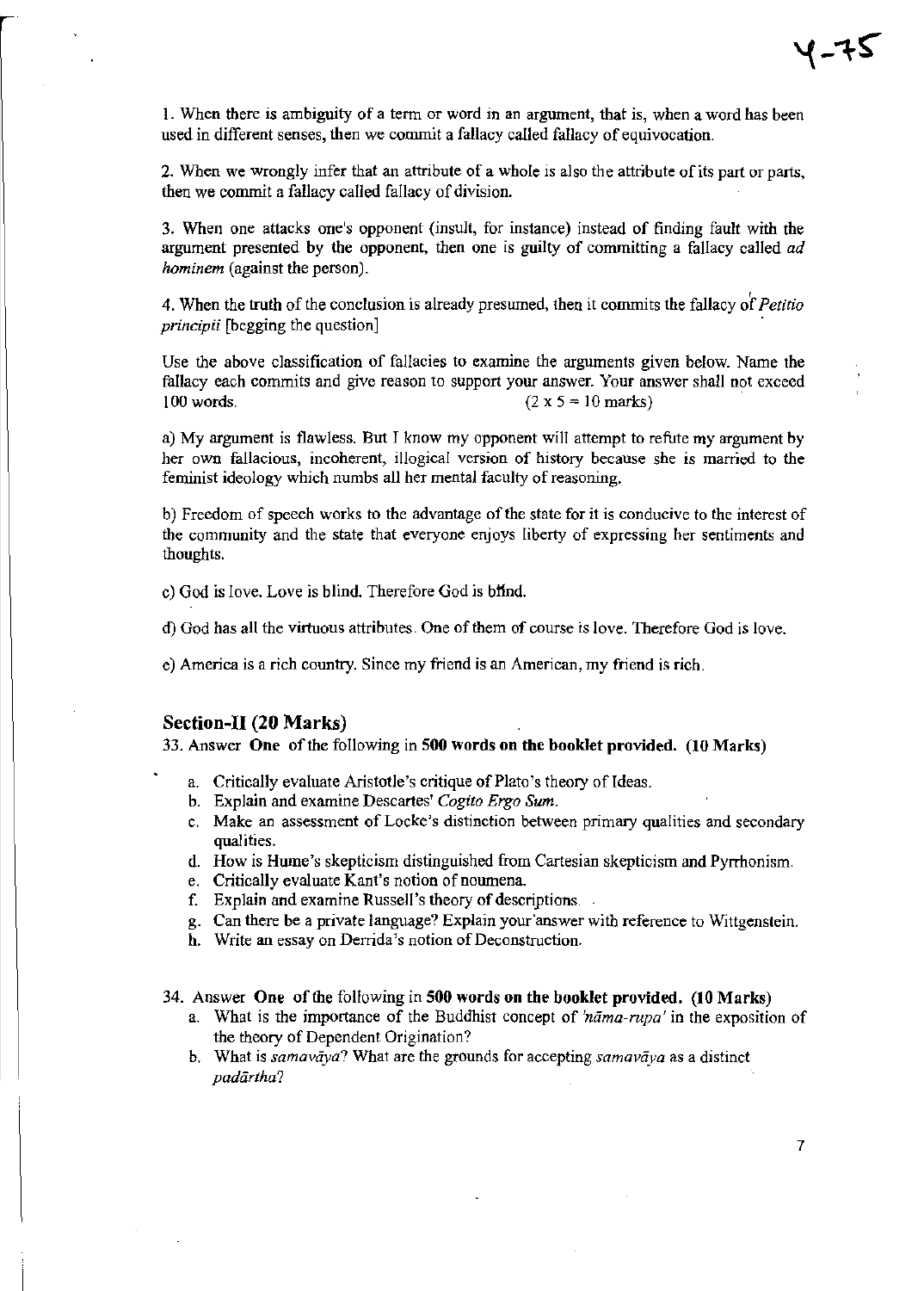1. When there is ambiguity of a term or word in an argument, that is, when a word has been used in different senses, then we commit a fallacy called fallacy of equivocation.

2. When we wrongly infer that an attribute of a whole is also the attribute of its part or parts, then we commit a fallacy called fallacy of division.

3. When one attacks one's opponent (insult, for instance) instead of finding fault with the argument presented by the opponent, then one is guilty of committing a fallacy called *ad hominem* (against the person).

4. When the truth of the conclusion is already presumed, then it commits the fallacy of *Petitio principii* [begging the question]

Use the above classification of fallacies to examine the arguments given below. Name the fallacy each commits and give reason to support your answer. Your answer shall not exceed 100 words. (2 x 5 = 10 marks)

a) My argument is flawless. But I know my opponent will attempt to refute my argument by her own fallacious, incoherent, illogical version of history because she is married to the feminist ideology which numbs all her mental faculty of reasoning.

b) Freedom of speech works to the advantage of the state for it is conducive to the interest of the community and the state that everyone enjoys liberty of expressing her sentiments and thoughts.

c) God is love. Love is blind. Therefore God is blind.

d) God has all the virtuous attributes. One of them of course is love. Therefore God is love.

e) America is a rich country. Since my friend is an American, my friend is rich.

## Section-II (20 Marks)

33. Answer **One** of the following in **500 words on the booklet provided. (10 Marks)**

a. Critically evaluate Aristotle's critique of Plato's theory of Ideas.
b. Explain and examine Descartes' *Cogito Ergo Sum*.
c. Make an assessment of Locke's distinction between primary qualities and secondary qualities.
d. How is Hume's skepticism distinguished from Cartesian skepticism and Pyrrhonism.
e. Critically evaluate Kant's notion of noumena.
f. Explain and examine Russell's theory of descriptions.
g. Can there be a private language? Explain your answer with reference to Wittgenstein.
h. Write an essay on Derrida's notion of Deconstruction.

34. Answer **One** of the following in **500 words on the booklet provided. (10 Marks)**

a. What is the importance of the Buddhist concept of *'nāma-rupa'* in the exposition of the theory of Dependent Origination?
b. What is *samavāya*? What are the grounds for accepting *samavāya* as a distinct *padārtha*?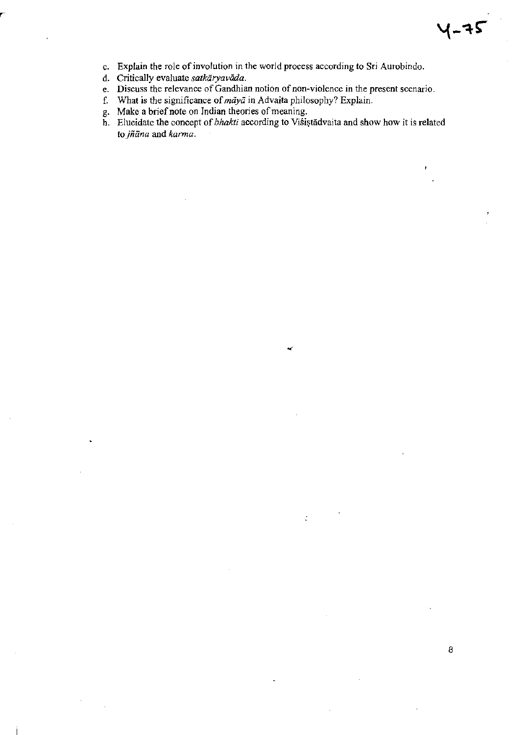Y-75

c. Explain the role of involution in the world process according to Sri Aurobindo.
d. Critically evaluate *satkāryavāda*.
e. Discuss the relevance of Gandhian notion of non-violence in the present scenario.
f. What is the significance of *māyā* in Advaita philosophy? Explain.
g. Make a brief note on Indian theories of meaning.
h. Elucidate the concept of *bhakti* according to Viśiṣṭādvaita and show how it is related to *jñāna* and *karma*.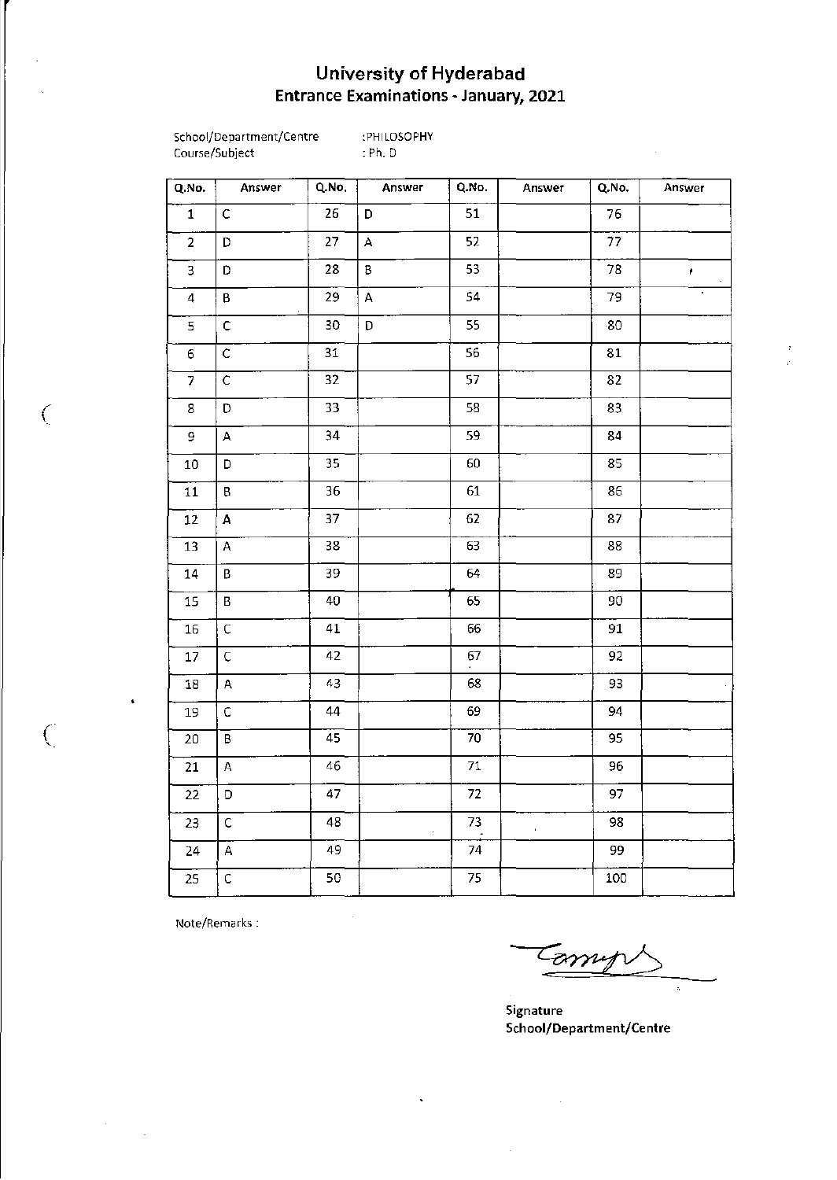## University of Hyderabad
### Entrance Examinations - January, 2021

School/Department/Centre : PHILOSOPHY
Course/Subject : Ph. D

| Q.No. | Answer | Q.No. | Answer | Q.No. | Answer | Q.No. | Answer |
|---|---|---|---|---|---|---|---|
| 1 | C | 26 | D | 51 | | 76 | |
| 2 | D | 27 | A | 52 | | 77 | |
| 3 | D | 28 | B | 53 | | 78 | |
| 4 | B | 29 | A | 54 | | 79 | |
| 5 | C | 30 | D | 55 | | 80 | |
| 6 | C | 31 | | 56 | | 81 | |
| 7 | C | 32 | | 57 | | 82 | |
| 8 | D | 33 | | 58 | | 83 | |
| 9 | A | 34 | | 59 | | 84 | |
| 10 | D | 35 | | 60 | | 85 | |
| 11 | B | 36 | | 61 | | 86 | |
| 12 | A | 37 | | 62 | | 87 | |
| 13 | A | 38 | | 63 | | 88 | |
| 14 | B | 39 | | 64 | | 89 | |
| 15 | B | 40 | | 65 | | 90 | |
| 16 | C | 41 | | 66 | | 91 | |
| 17 | C | 42 | | 67 | | 92 | |
| 18 | A | 43 | | 68 | | 93 | |
| 19 | C | 44 | | 69 | | 94 | |
| 20 | B | 45 | | 70 | | 95 | |
| 21 | A | 46 | | 71 | | 96 | |
| 22 | D | 47 | | 72 | | 97 | |
| 23 | C | 48 | | 73 | | 98 | |
| 24 | A | 49 | | 74 | | 99 | |
| 25 | C | 50 | | 75 | | 100 | |

Note/Remarks :

Signature
School/Department/Centre